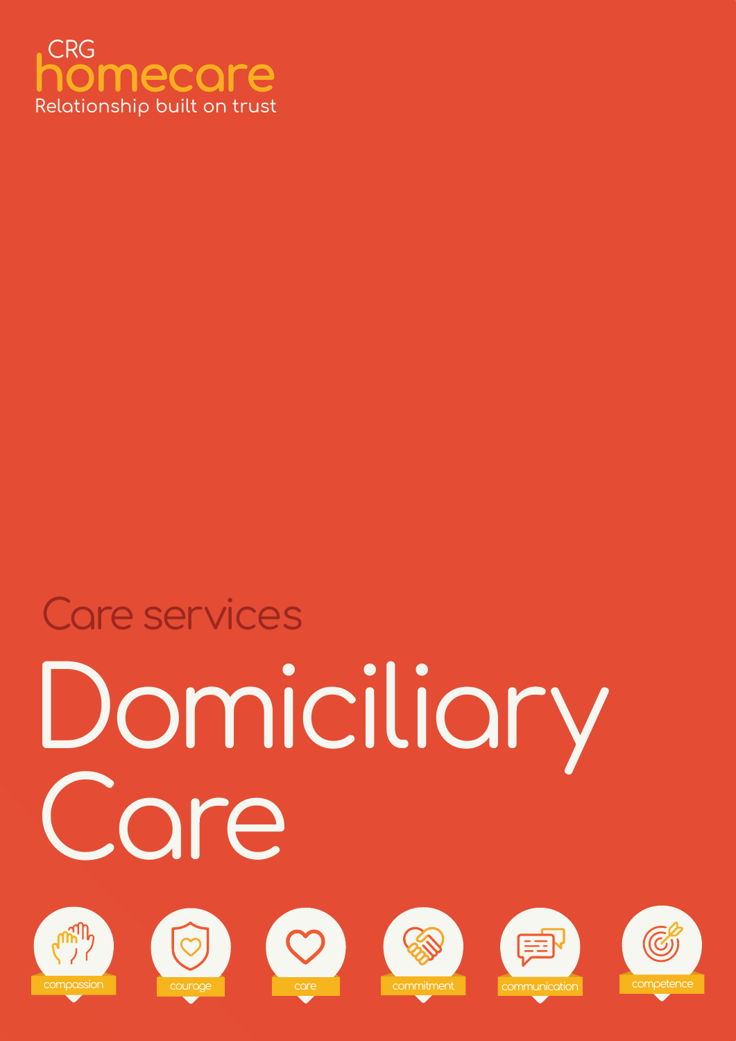CRG homecare

Relationship built on trust

## Care services

# Domiciliary Care

compassion

courage

care

commitment

communication

competence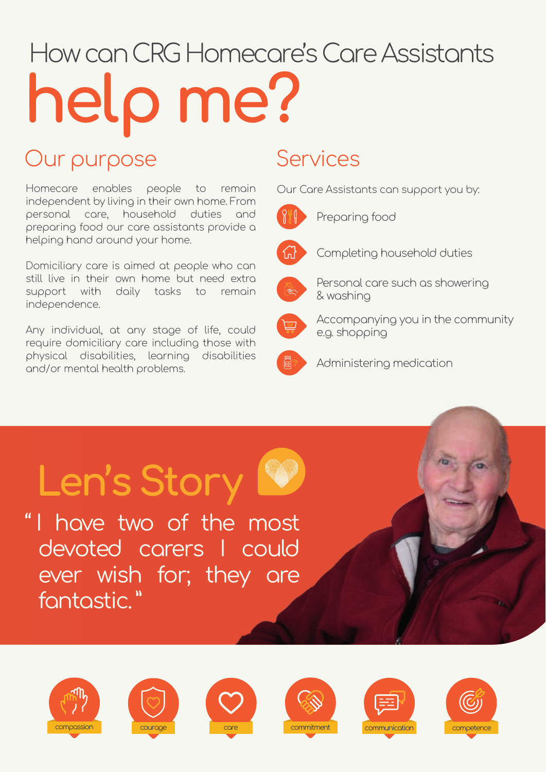# How can CRG Homecare's Care Assistants help me?

## Our purpose

Homecare enables people to remain independent by living in their own home. From personal care, household duties and preparing food our care assistants provide a helping hand around your home.

Domiciliary care is aimed at people who can still live in their own home but need extra support with daily tasks to remain independence.

Any individual, at any stage of life, could require domiciliary care including those with physical disabilities, learning disabilities and/or mental health problems.

## Services

Our Care Assistants can support you by:

- Preparing food
- Completing household duties
- Personal care such as showering & washing
- Accompanying you in the community e.g. shopping
- Administering medication

## Len's Story

"I have two of the most devoted carers I could ever wish for; they are fantastic."

compassion · courage · care · commitment · communication · competence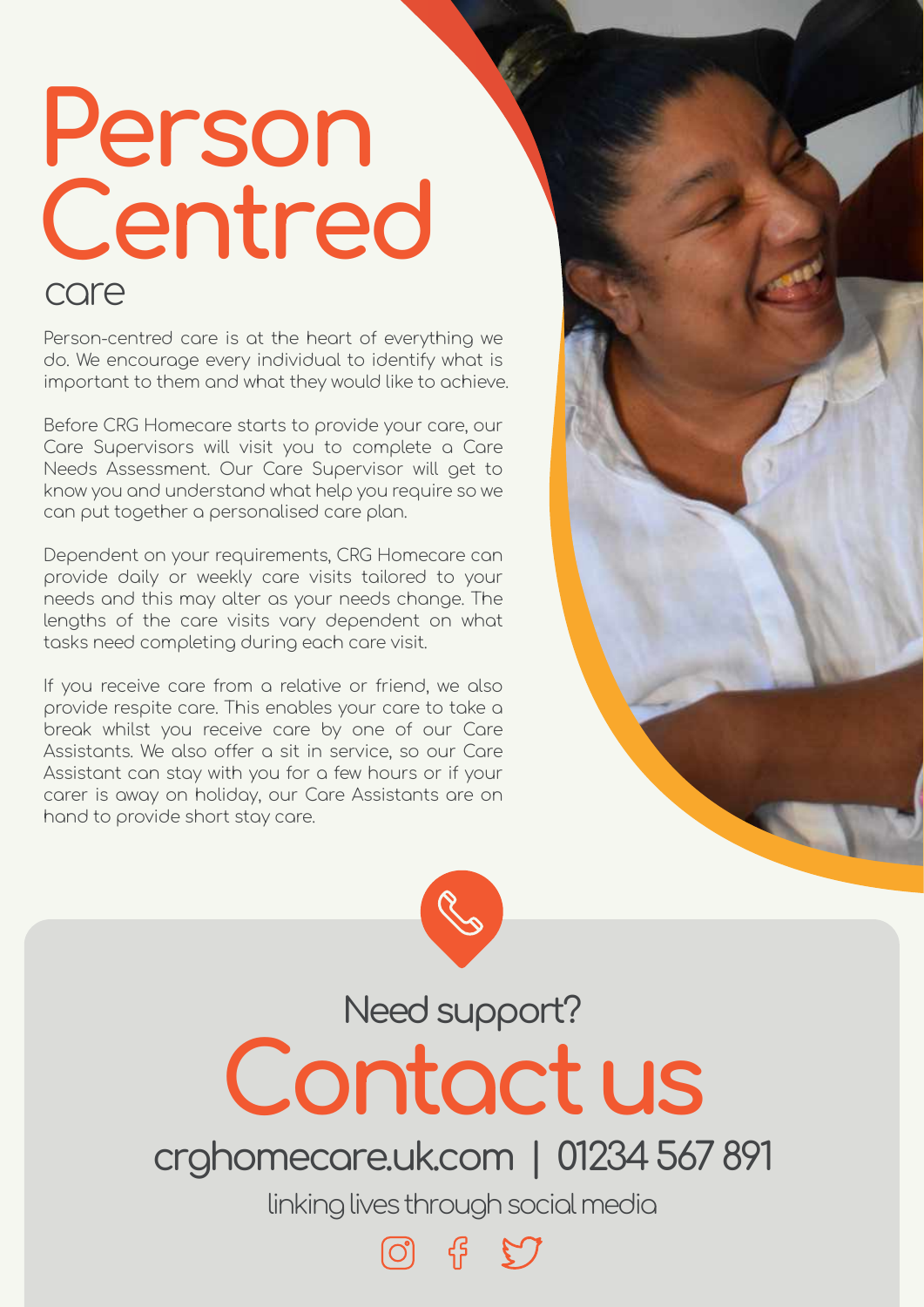# Person Centred

## care

Person-centred care is at the heart of everything we do. We encourage every individual to identify what is important to them and what they would like to achieve.

Before CRG Homecare starts to provide your care, our Care Supervisors will visit you to complete a Care Needs Assessment. Our Care Supervisor will get to know you and understand what help you require so we can put together a personalised care plan.

Dependent on your requirements, CRG Homecare can provide daily or weekly care visits tailored to your needs and this may alter as your needs change. The lengths of the care visits vary dependent on what tasks need completing during each care visit.

If you receive care from a relative or friend, we also provide respite care. This enables your care to take a break whilst you receive care by one of our Care Assistants. We also offer a sit in service, so our Care Assistant can stay with you for a few hours or if your carer is away on holiday, our Care Assistants are on hand to provide short stay care.

Need support?

## Contact us

crghomecare.uk.com | 01234 567 891

linking lives through social media